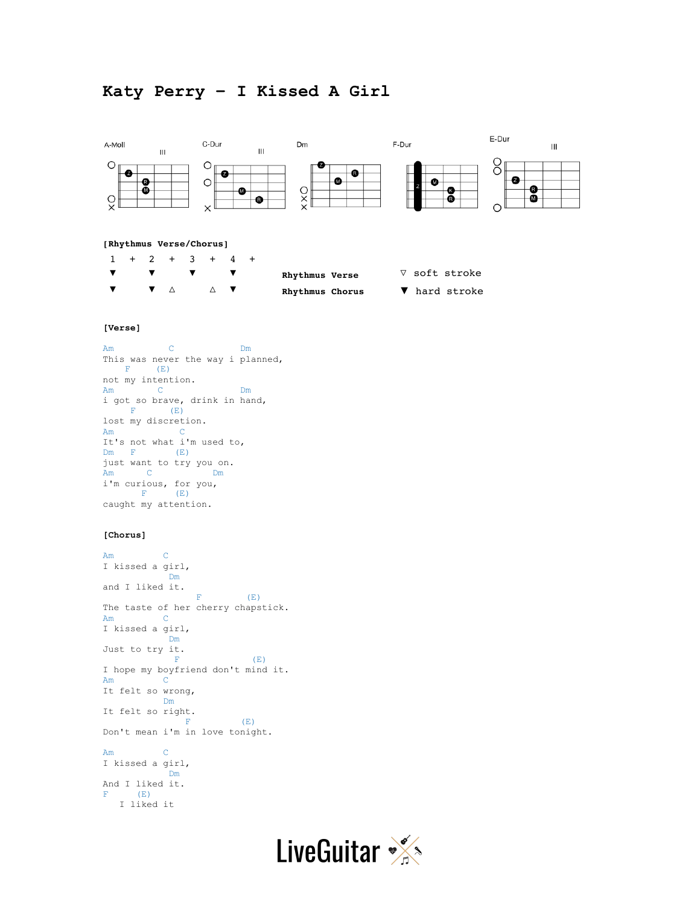# Katy Perry – I Kissed A Girl

A-Moll | C-Dur | Dm | F-Dur | E-Dur

**[Rhythmus Verse/Chorus]**

```
1   +   2   +   3   +   4   +
▼       ▼       ▼       ▼        Rhythmus Verse      ▽ soft stroke
▼       ▼   △       △   ▼        Rhythmus Chorus     ▼ hard stroke
```

**[Verse]**

```
Am           C               Dm
This was never the way i planned,
    F     (E)
not my intention.
Am         C                 Dm
i got so brave, drink in hand,
      F       (E)
lost my discretion.
Am             C
It's not what i'm used to,
Dm    F        (E)
just want to try you on.
Am       C               Dm
i'm curious, for you,
       F      (E)
caught my attention.
```

**[Chorus]**

```
Am          C
I kissed a girl,
            Dm
and I liked it.
                 F         (E)
The taste of her cherry chapstick.
Am          C
I kissed a girl,
            Dm
Just to try it.
             F              (E)
I hope my boyfriend don't mind it.
Am          C
It felt so wrong,
           Dm
It felt so right.
               F          (E)
Don't mean i'm in love tonight.

Am          C
I kissed a girl,
            Dm
And I liked it.
F      (E)
   I liked it
```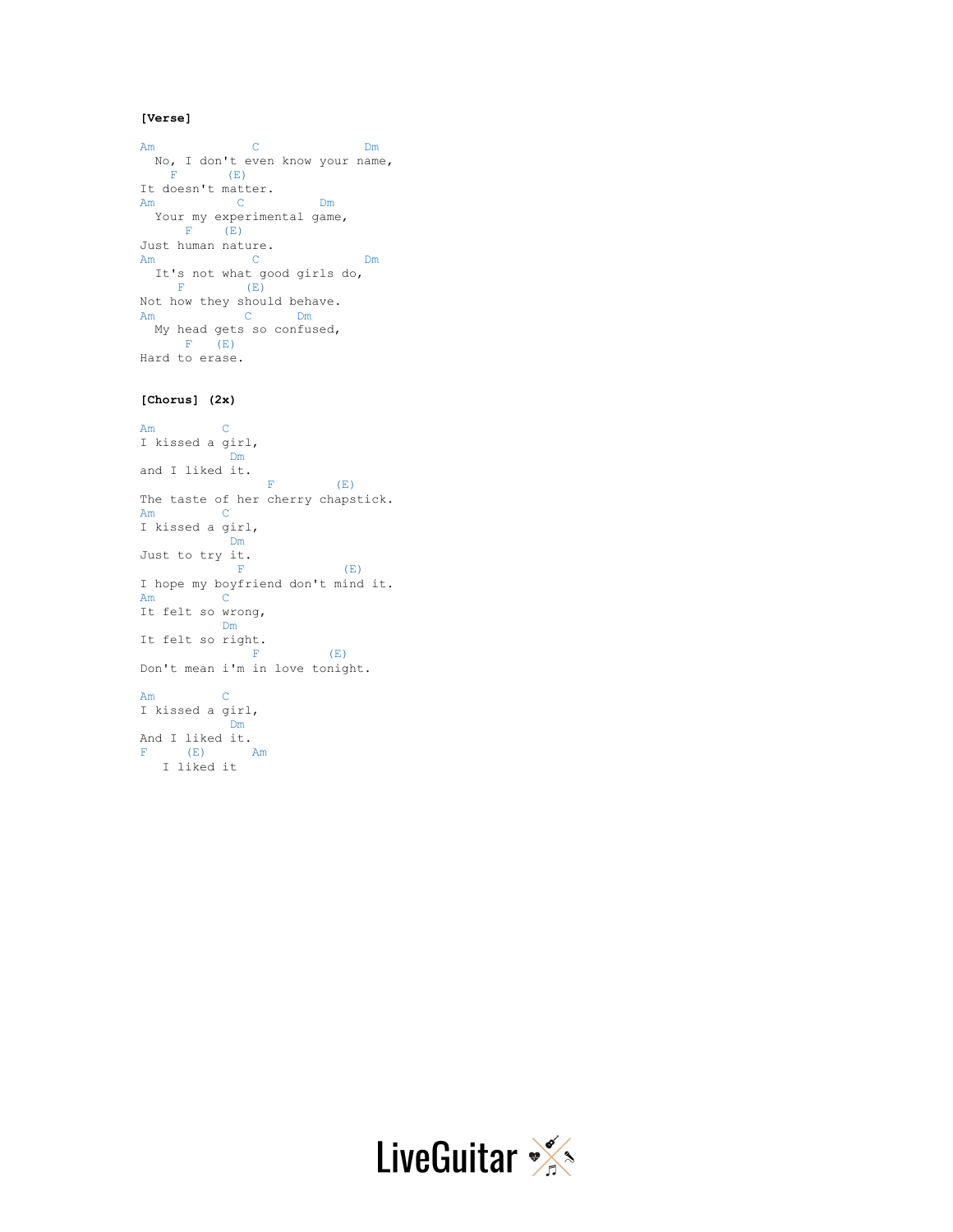**[Verse]**

```
Am               C               Dm
  No, I don't even know your name,
    F       (E)
It doesn't matter.
Am             C          Dm
  Your my experimental game,
      F     (E)
Just human nature.
Am               C              Dm
  It's not what good girls do,
     F          (E)
Not how they should behave.
Am             C      Dm
  My head gets so confused,
      F    (E)
Hard to erase.
```

**[Chorus] (2x)**

```
Am         C
I kissed a girl,
            Dm
and I liked it.
                 F         (E)
The taste of her cherry chapstick.
Am         C
I kissed a girl,
            Dm
Just to try it.
             F              (E)
I hope my boyfriend don't mind it.
Am         C
It felt so wrong,
           Dm
It felt so right.
               F          (E)
Don't mean i'm in love tonight.

Am         C
I kissed a girl,
            Dm
And I liked it.
F      (E)      Am
   I liked it
```